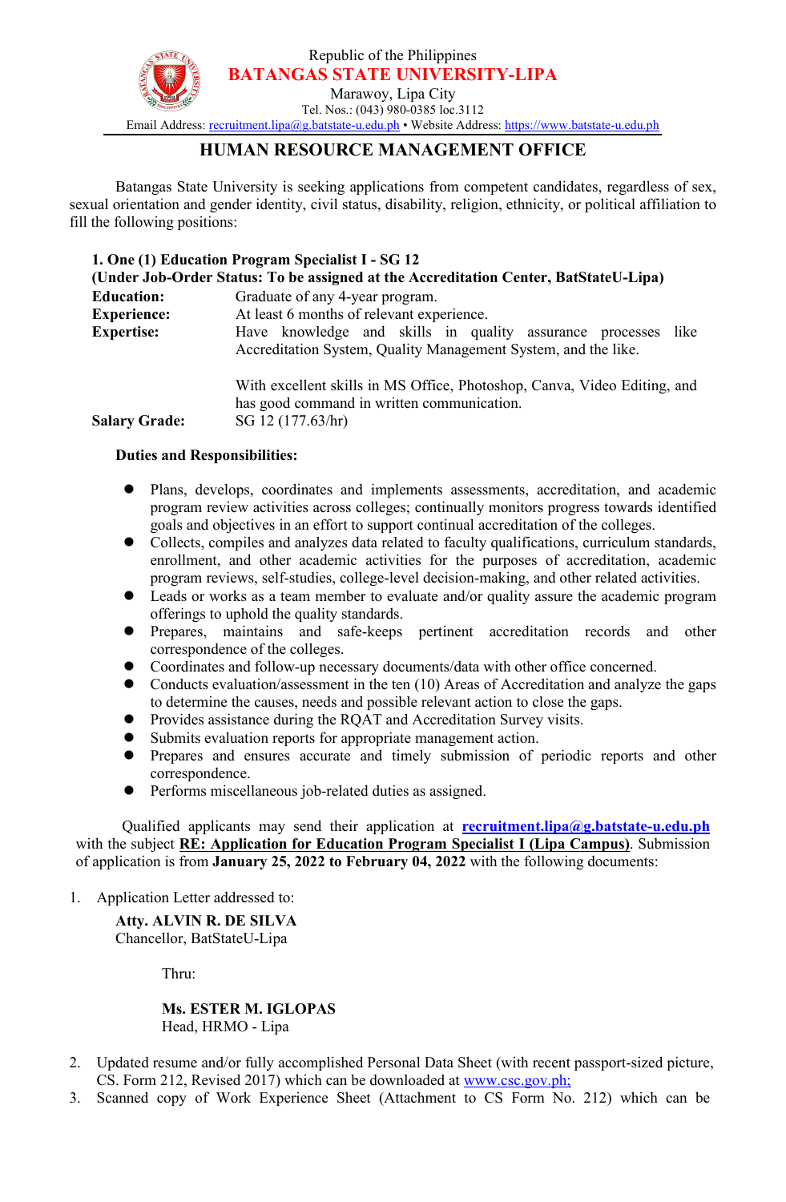Republic of the Philippines
**BATANGAS STATE UNIVERSITY-LIPA**
Marawoy, Lipa City
Tel. Nos.: (043) 980-0385 loc.3112
Email Address: recruitment.lipa@g.batstate-u.edu.ph • Website Address: https://www.batstate-u.edu.ph

# HUMAN RESOURCE MANAGEMENT OFFICE

Batangas State University is seeking applications from competent candidates, regardless of sex, sexual orientation and gender identity, civil status, disability, religion, ethnicity, or political affiliation to fill the following positions:

**1. One (1) Education Program Specialist I - SG 12**
**(Under Job-Order Status: To be assigned at the Accreditation Center, BatStateU-Lipa)**

**Education:** Graduate of any 4-year program.
**Experience:** At least 6 months of relevant experience.
**Expertise:** Have knowledge and skills in quality assurance processes like Accreditation System, Quality Management System, and the like.

With excellent skills in MS Office, Photoshop, Canva, Video Editing, and has good command in written communication.

**Salary Grade:** SG 12 (177.63/hr)

**Duties and Responsibilities:**

- Plans, develops, coordinates and implements assessments, accreditation, and academic program review activities across colleges; continually monitors progress towards identified goals and objectives in an effort to support continual accreditation of the colleges.
- Collects, compiles and analyzes data related to faculty qualifications, curriculum standards, enrollment, and other academic activities for the purposes of accreditation, academic program reviews, self-studies, college-level decision-making, and other related activities.
- Leads or works as a team member to evaluate and/or quality assure the academic program offerings to uphold the quality standards.
- Prepares, maintains and safe-keeps pertinent accreditation records and other correspondence of the colleges.
- Coordinates and follow-up necessary documents/data with other office concerned.
- Conducts evaluation/assessment in the ten (10) Areas of Accreditation and analyze the gaps to determine the causes, needs and possible relevant action to close the gaps.
- Provides assistance during the RQAT and Accreditation Survey visits.
- Submits evaluation reports for appropriate management action.
- Prepares and ensures accurate and timely submission of periodic reports and other correspondence.
- Performs miscellaneous job-related duties as assigned.

Qualified applicants may send their application at **recruitment.lipa@g.batstate-u.edu.ph** with the subject **RE: Application for Education Program Specialist I (Lipa Campus)**. Submission of application is from **January 25, 2022 to February 04, 2022** with the following documents:

1. Application Letter addressed to:

   **Atty. ALVIN R. DE SILVA**
   Chancellor, BatStateU-Lipa

   Thru:

   **Ms. ESTER M. IGLOPAS**
   Head, HRMO - Lipa

2. Updated resume and/or fully accomplished Personal Data Sheet (with recent passport-sized picture, CS. Form 212, Revised 2017) which can be downloaded at www.csc.gov.ph;
3. Scanned copy of Work Experience Sheet (Attachment to CS Form No. 212) which can be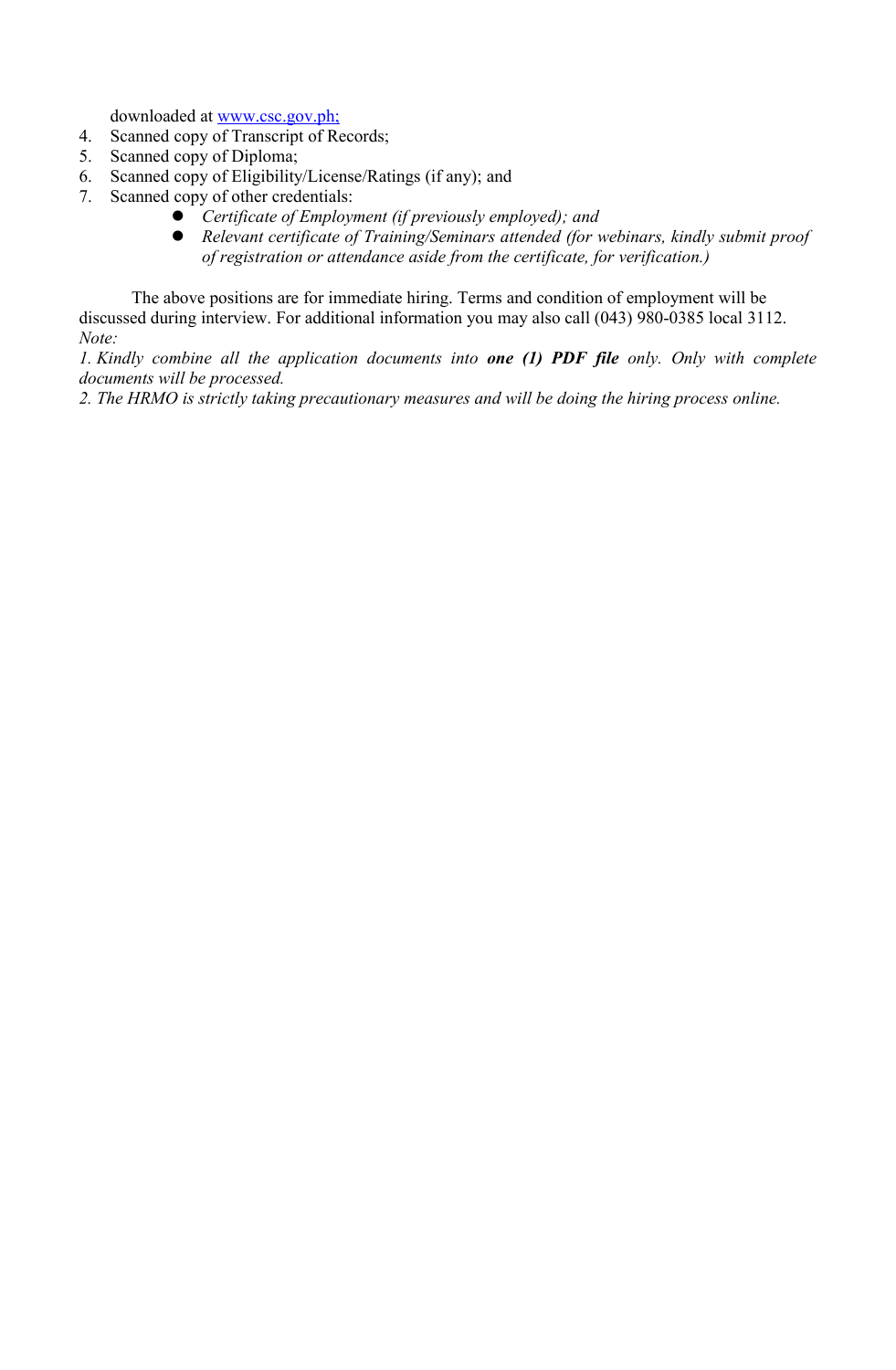downloaded at www.csc.gov.ph;

4. Scanned copy of Transcript of Records;
5. Scanned copy of Diploma;
6. Scanned copy of Eligibility/License/Ratings (if any); and
7. Scanned copy of other credentials:
   - *Certificate of Employment (if previously employed); and*
   - *Relevant certificate of Training/Seminars attended (for webinars, kindly submit proof of registration or attendance aside from the certificate, for verification.)*

The above positions are for immediate hiring. Terms and condition of employment will be discussed during interview. For additional information you may also call (043) 980-0385 local 3112.

*Note:*

*1. Kindly combine all the application documents into **one (1) PDF file** only. Only with complete documents will be processed.*

*2. The HRMO is strictly taking precautionary measures and will be doing the hiring process online.*